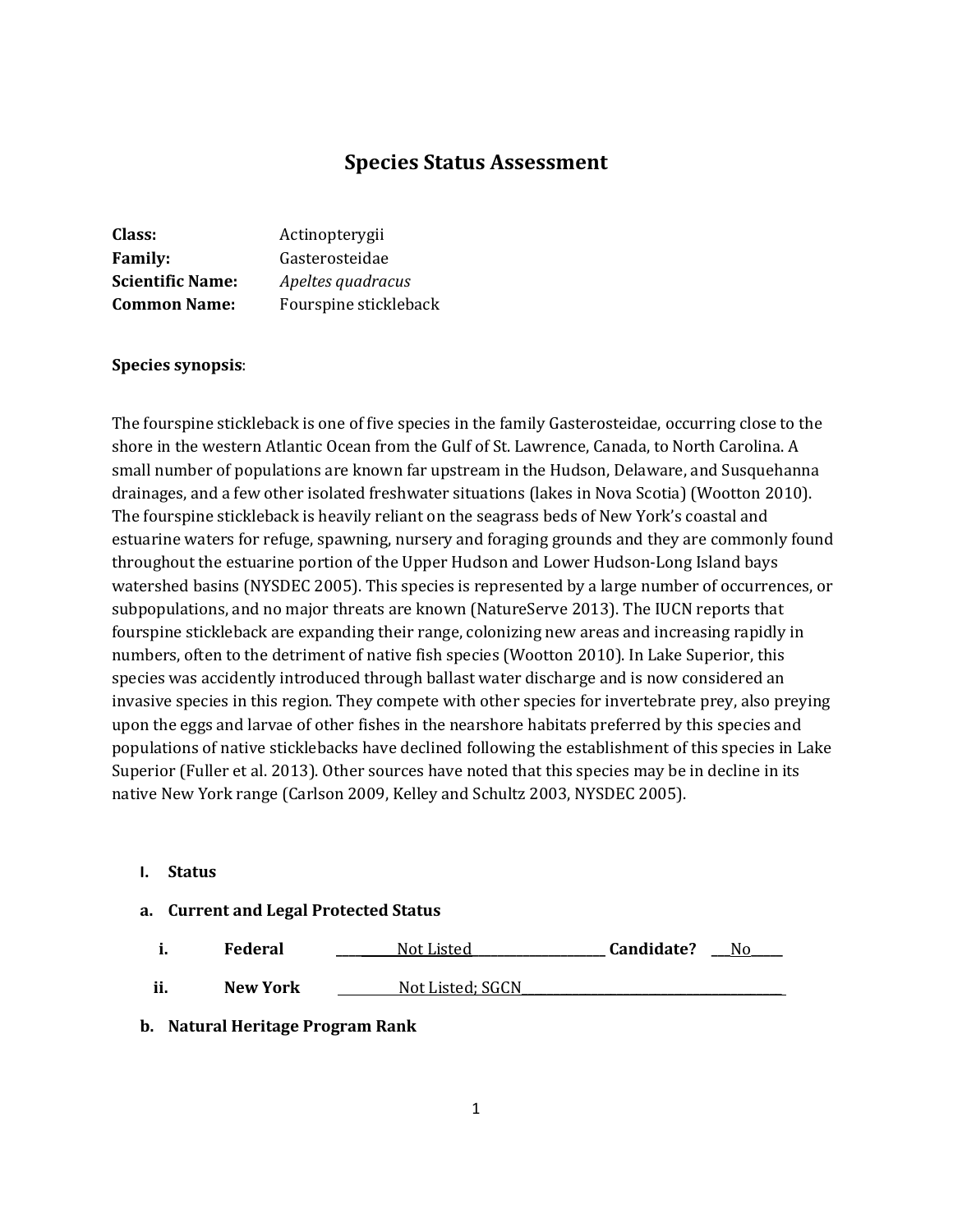# Species Status Assessment

**Class:** Actinopterygii
**Family:** Gasterosteidae
**Scientific Name:** *Apeltes quadracus*
**Common Name:** Fourspine stickleback

**Species synopsis**:

The fourspine stickleback is one of five species in the family Gasterosteidae, occurring close to the shore in the western Atlantic Ocean from the Gulf of St. Lawrence, Canada, to North Carolina. A small number of populations are known far upstream in the Hudson, Delaware, and Susquehanna drainages, and a few other isolated freshwater situations (lakes in Nova Scotia) (Wootton 2010). The fourspine stickleback is heavily reliant on the seagrass beds of New York's coastal and estuarine waters for refuge, spawning, nursery and foraging grounds and they are commonly found throughout the estuarine portion of the Upper Hudson and Lower Hudson-Long Island bays watershed basins (NYSDEC 2005). This species is represented by a large number of occurrences, or subpopulations, and no major threats are known (NatureServe 2013). The IUCN reports that fourspine stickleback are expanding their range, colonizing new areas and increasing rapidly in numbers, often to the detriment of native fish species (Wootton 2010). In Lake Superior, this species was accidently introduced through ballast water discharge and is now considered an invasive species in this region. They compete with other species for invertebrate prey, also preying upon the eggs and larvae of other fishes in the nearshore habitats preferred by this species and populations of native sticklebacks have declined following the establishment of this species in Lake Superior (Fuller et al. 2013). Other sources have noted that this species may be in decline in its native New York range (Carlson 2009, Kelley and Schultz 2003, NYSDEC 2005).

**I. Status**

**a. Current and Legal Protected Status**

**i. Federal** ____Not Listed____ **Candidate?** ___No___

**ii. New York** ____Not Listed; SGCN____

**b. Natural Heritage Program Rank**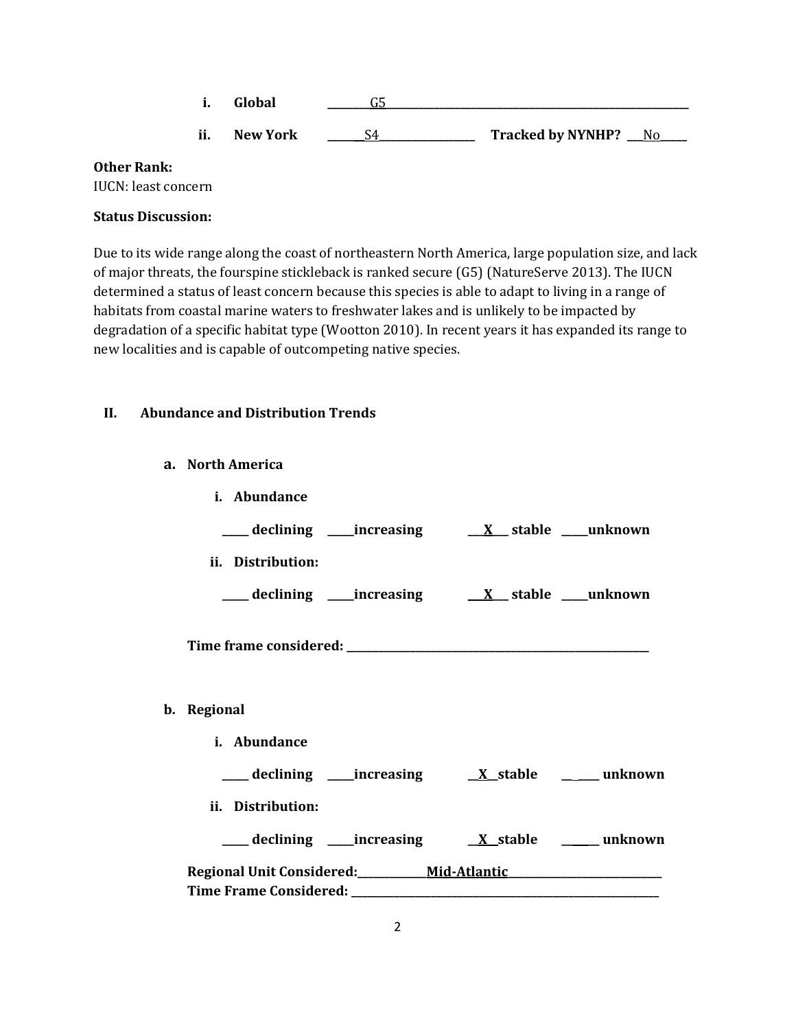i. **Global** ________G5________________________________________________________

ii. **New York** ______S4_________________ **Tracked by NYNHP?** ___No_____

**Other Rank:**
IUCN: least concern

**Status Discussion:**

Due to its wide range along the coast of northeastern North America, large population size, and lack of major threats, the fourspine stickleback is ranked secure (G5) (NatureServe 2013). The IUCN determined a status of least concern because this species is able to adapt to living in a range of habitats from coastal marine waters to freshwater lakes and is unlikely to be impacted by degradation of a specific habitat type (Wootton 2010). In recent years it has expanded its range to new localities and is capable of outcompeting native species.

## II. Abundance and Distribution Trends

### a. North America

**i. Abundance**

**_____ declining _____increasing ___X___ stable _____unknown**

**ii. Distribution:**

**_____ declining _____increasing ___X___ stable _____unknown**

**Time frame considered: ________________________________________________________**

### b. Regional

**i. Abundance**

**_____ declining _____increasing __X__stable ______ unknown**

**ii. Distribution:**

**_____ declining _____increasing __X__stable ______ unknown**

**Regional Unit Considered:_____________Mid-Atlantic____________________________**
**Time Frame Considered: __________________________________________________________**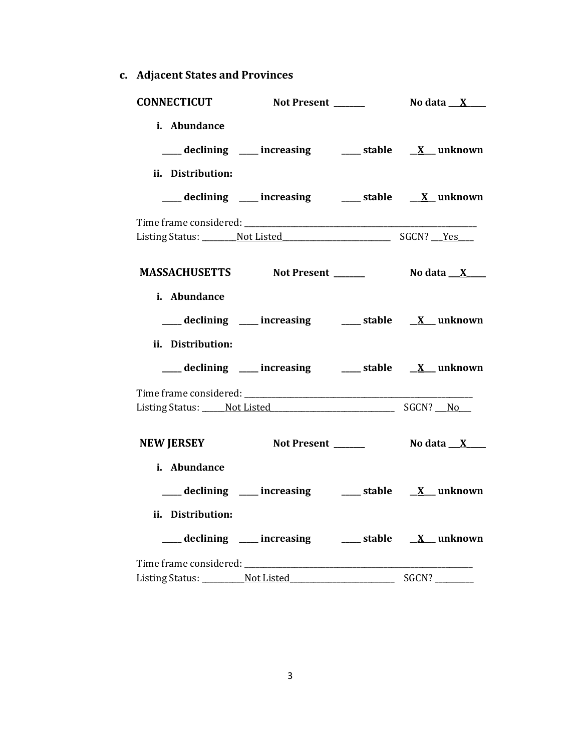### c. Adjacent States and Provinces

**CONNECTICUT** **Not Present** _______ **No data** ___X_____

**i. Abundance**

_____ declining _____ increasing _____ stable __X__ unknown

**ii. Distribution:**

_____ declining _____ increasing _____ stable __X__ unknown

Time frame considered: ___________________________________________
Listing Status: _________Not Listed___________________________ SGCN? ___Yes____

**MASSACHUSETTS** **Not Present** _______ **No data** ___X_____

**i. Abundance**

_____ declining _____ increasing _____ stable __X__ unknown

**ii. Distribution:**

_____ declining _____ increasing _____ stable __X__ unknown

Time frame considered: ___________________________________________
Listing Status: ______Not Listed_______________________________ SGCN? ___No___

**NEW JERSEY** **Not Present** _______ **No data** ___X_____

**i. Abundance**

_____ declining _____ increasing _____ stable __X__ unknown

**ii. Distribution:**

_____ declining _____ increasing _____ stable __X__ unknown

Time frame considered: ___________________________________________
Listing Status: ___________Not Listed__________________________ SGCN? _________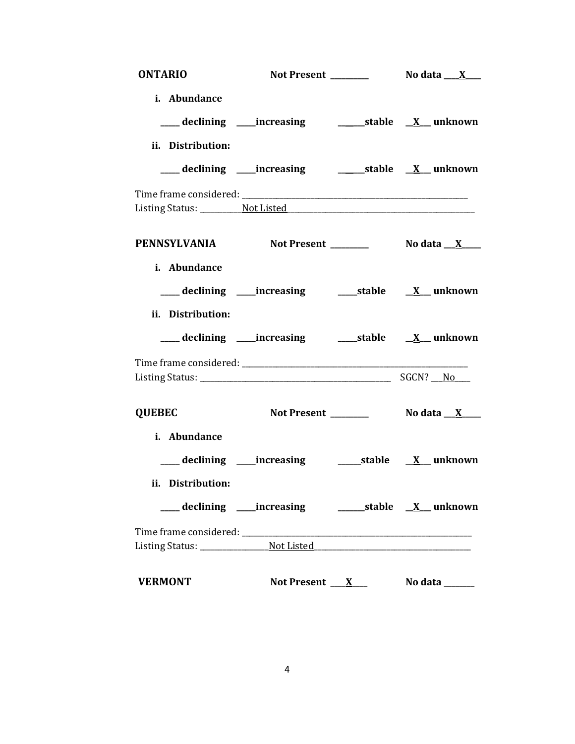**ONTARIO** **Not Present** _________ **No data** ___X___

**i. Abundance**

**____ declining ____increasing ______stable __X__ unknown**

**ii. Distribution:**

**____ declining ____increasing ______stable __X__ unknown**

Time frame considered: _______________________________________________
Listing Status: __________Not Listed_______________________________________

**PENNSYLVANIA** **Not Present** _________ **No data** ___X____

**i. Abundance**

**____ declining ____increasing ____stable __X__ unknown**

**ii. Distribution:**

**____ declining ____increasing ____stable __X__ unknown**

Time frame considered: _______________________________________________
Listing Status: ________________________________________ SGCN? ___No____

**QUEBEC** **Not Present** _________ **No data** ___X____

**i. Abundance**

**____ declining ____increasing _____stable __X__ unknown**

**ii. Distribution:**

**____ declining ____increasing ______stable __X__ unknown**

Time frame considered: _______________________________________________
Listing Status: ________________Not Listed__________________________________

**VERMONT** **Not Present** ____X____ **No data** _______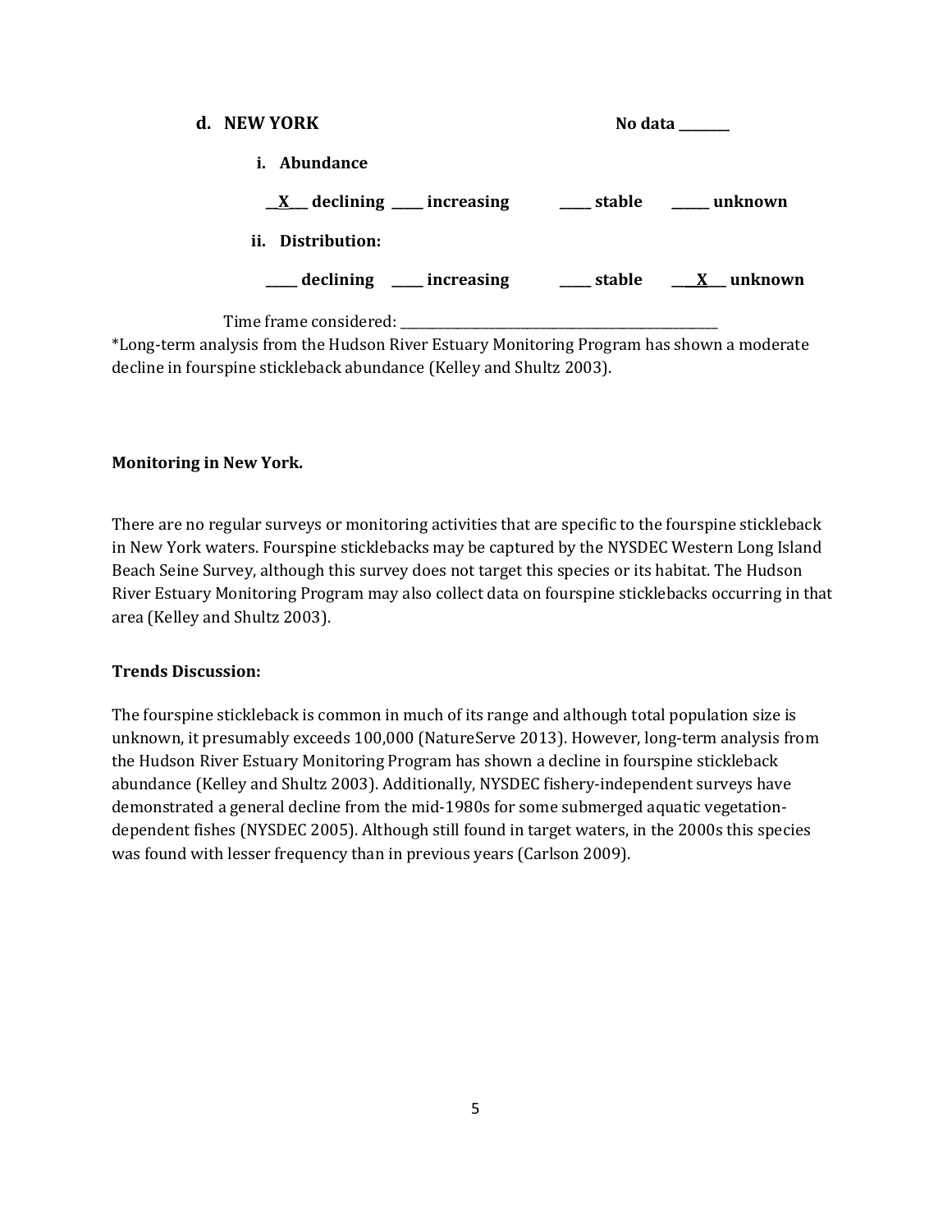**d. NEW YORK** **No data \_\_\_\_\_\_\_\_**

**i. Abundance**

**\_\_X\_\_ declining \_\_\_\_\_ increasing \_\_\_\_\_ stable \_\_\_\_\_\_ unknown**

**ii. Distribution:**

**\_\_\_\_\_ declining \_\_\_\_\_ increasing \_\_\_\_\_ stable \_\_\_X\_\_\_ unknown**

Time frame considered: \_\_\_\_\_\_\_\_\_\_\_\_\_\_\_\_\_\_\_\_\_\_\_\_\_\_\_\_\_\_\_\_\_\_\_\_\_\_\_\_\_\_\_\_\_\_\_\_\_\_

*Long-term analysis from the Hudson River Estuary Monitoring Program has shown a moderate decline in fourspine stickleback abundance (Kelley and Shultz 2003).

**Monitoring in New York.**

There are no regular surveys or monitoring activities that are specific to the fourspine stickleback in New York waters. Fourspine sticklebacks may be captured by the NYSDEC Western Long Island Beach Seine Survey, although this survey does not target this species or its habitat. The Hudson River Estuary Monitoring Program may also collect data on fourspine sticklebacks occurring in that area (Kelley and Shultz 2003).

**Trends Discussion:**

The fourspine stickleback is common in much of its range and although total population size is unknown, it presumably exceeds 100,000 (NatureServe 2013). However, long-term analysis from the Hudson River Estuary Monitoring Program has shown a decline in fourspine stickleback abundance (Kelley and Shultz 2003). Additionally, NYSDEC fishery-independent surveys have demonstrated a general decline from the mid-1980s for some submerged aquatic vegetation-dependent fishes (NYSDEC 2005). Although still found in target waters, in the 2000s this species was found with lesser frequency than in previous years (Carlson 2009).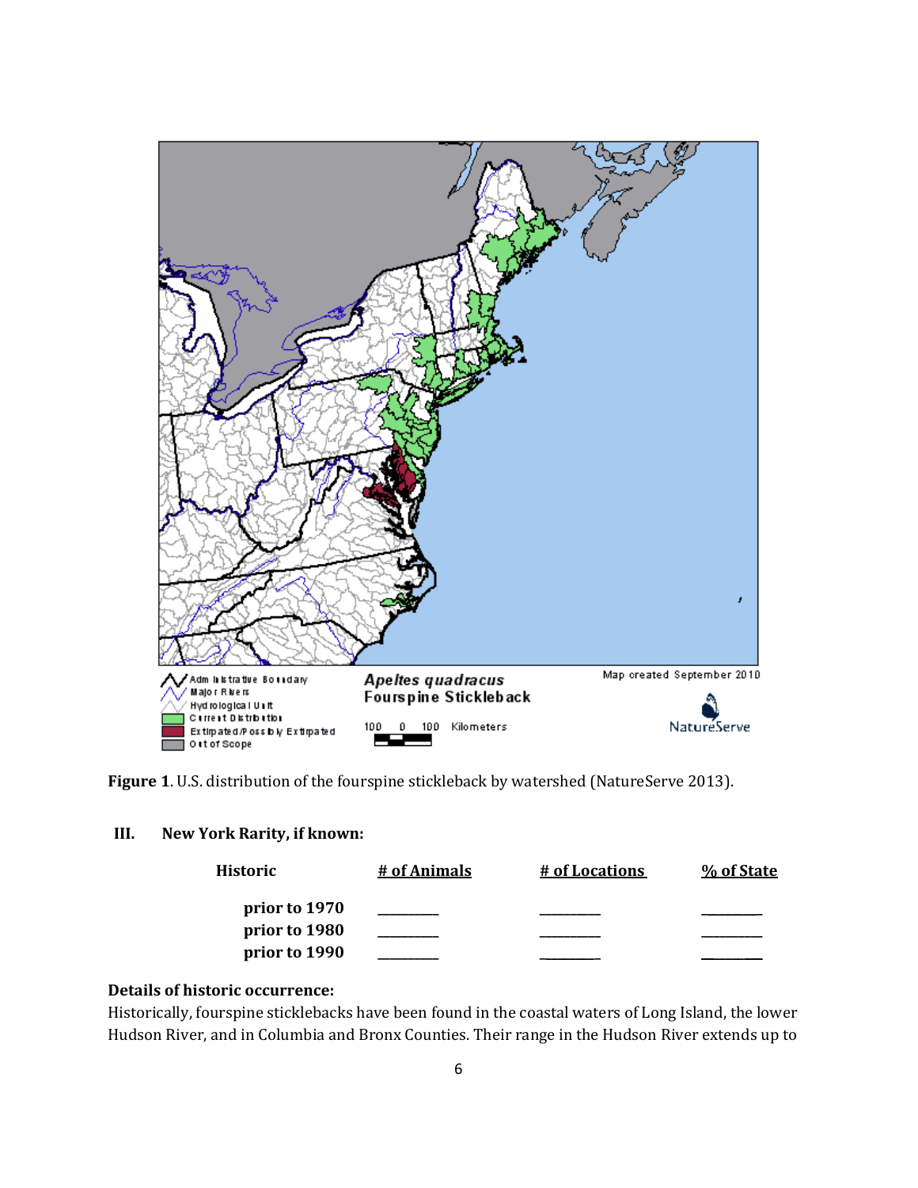**Figure 1**. U.S. distribution of the fourspine stickleback by watershed (NatureServe 2013).

## III. New York Rarity, if known:

| Historic | # of Animals | # of Locations | % of State |
|---|---|---|---|
| prior to 1970 | _______ | _______ | _______ |
| prior to 1980 | _______ | _______ | _______ |
| prior to 1990 | _______ | _______ | _______ |

**Details of historic occurrence:**

Historically, fourspine sticklebacks have been found in the coastal waters of Long Island, the lower Hudson River, and in Columbia and Bronx Counties. Their range in the Hudson River extends up to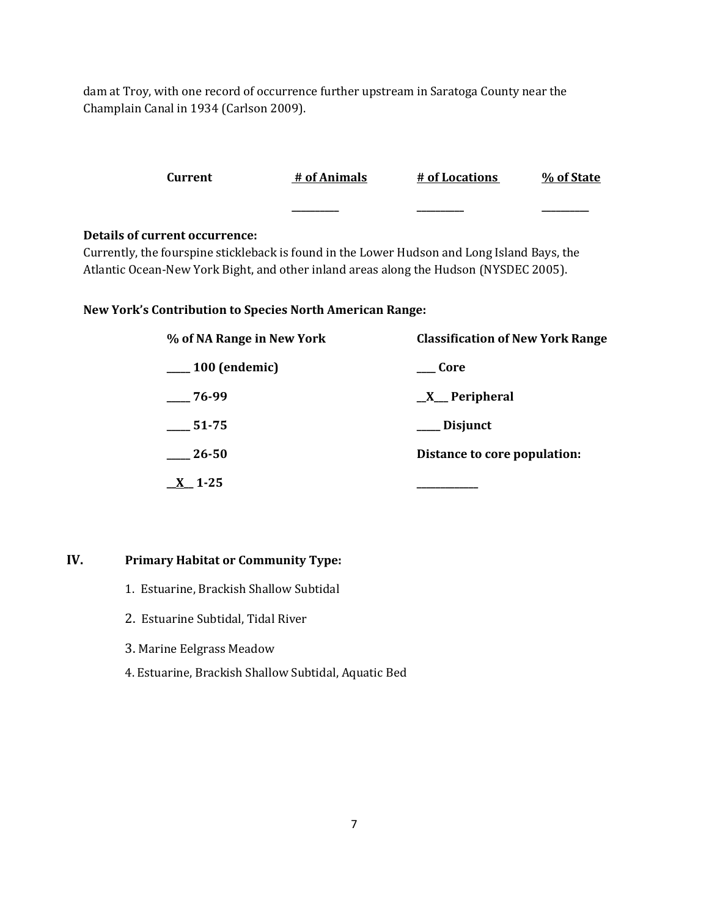dam at Troy, with one record of occurrence further upstream in Saratoga County near the Champlain Canal in 1934 (Carlson 2009).

| Current | # of Animals | # of Locations | % of State |
|---|---|---|---|
| | _________ | _________ | _________ |

**Details of current occurrence:**
Currently, the fourspine stickleback is found in the Lower Hudson and Long Island Bays, the Atlantic Ocean-New York Bight, and other inland areas along the Hudson (NYSDEC 2005).

**New York's Contribution to Species North American Range:**

| % of NA Range in New York | Classification of New York Range |
|---|---|
| _____ 100 (endemic) | ____ Core |
| _____ 76-99 | __X___ Peripheral |
| _____ 51-75 | _____ Disjunct |
| _____ 26-50 | **Distance to core population:** |
| __X__ 1-25 | _____________ |

## IV. Primary Habitat or Community Type:

1. Estuarine, Brackish Shallow Subtidal
2. Estuarine Subtidal, Tidal River
3. Marine Eelgrass Meadow
4. Estuarine, Brackish Shallow Subtidal, Aquatic Bed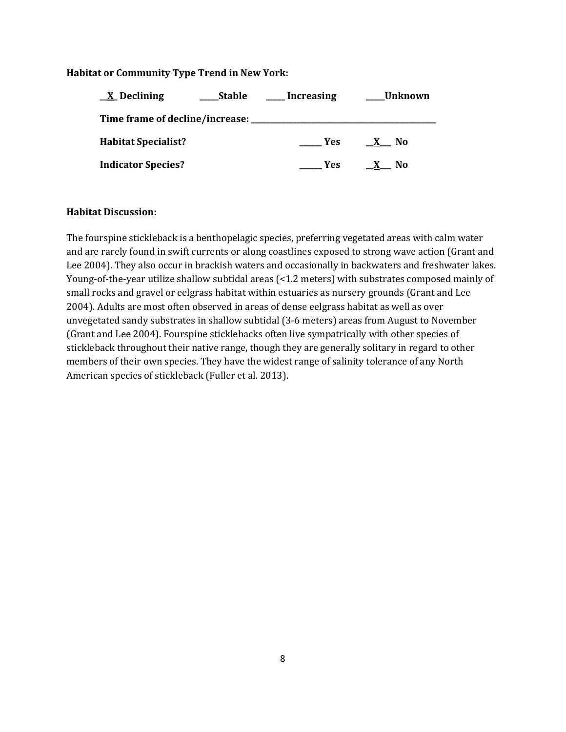**Habitat or Community Type Trend in New York:**

__X_ Declining _____Stable _____ Increasing _____Unknown

**Time frame of decline/increase:** ______________________________________________

**Habitat Specialist?** ______ Yes __X___ No

**Indicator Species?** ______ Yes __X___ No

**Habitat Discussion:**

The fourspine stickleback is a benthopelagic species, preferring vegetated areas with calm water and are rarely found in swift currents or along coastlines exposed to strong wave action (Grant and Lee 2004). They also occur in brackish waters and occasionally in backwaters and freshwater lakes. Young-of-the-year utilize shallow subtidal areas (<1.2 meters) with substrates composed mainly of small rocks and gravel or eelgrass habitat within estuaries as nursery grounds (Grant and Lee 2004). Adults are most often observed in areas of dense eelgrass habitat as well as over unvegetated sandy substrates in shallow subtidal (3-6 meters) areas from August to November (Grant and Lee 2004). Fourspine sticklebacks often live sympatrically with other species of stickleback throughout their native range, though they are generally solitary in regard to other members of their own species. They have the widest range of salinity tolerance of any North American species of stickleback (Fuller et al. 2013).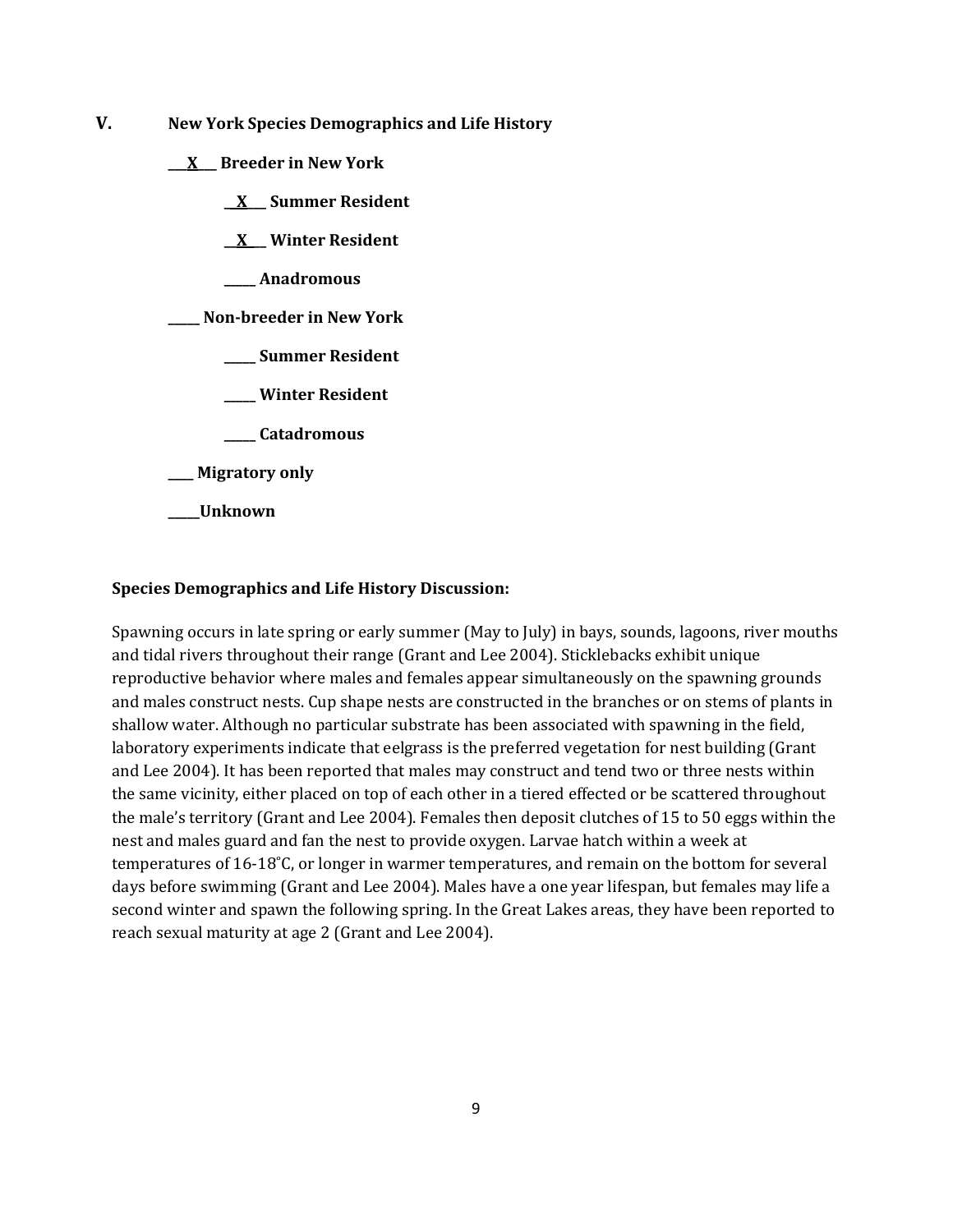## V. New York Species Demographics and Life History

**___X___ Breeder in New York**

**___X___ Summer Resident**

**___X___ Winter Resident**

**_____ Anadromous**

**_____ Non-breeder in New York**

**_____ Summer Resident**

**_____ Winter Resident**

**_____ Catadromous**

**____ Migratory only**

**_____Unknown**

**Species Demographics and Life History Discussion:**

Spawning occurs in late spring or early summer (May to July) in bays, sounds, lagoons, river mouths and tidal rivers throughout their range (Grant and Lee 2004). Sticklebacks exhibit unique reproductive behavior where males and females appear simultaneously on the spawning grounds and males construct nests. Cup shape nests are constructed in the branches or on stems of plants in shallow water. Although no particular substrate has been associated with spawning in the field, laboratory experiments indicate that eelgrass is the preferred vegetation for nest building (Grant and Lee 2004). It has been reported that males may construct and tend two or three nests within the same vicinity, either placed on top of each other in a tiered effected or be scattered throughout the male's territory (Grant and Lee 2004). Females then deposit clutches of 15 to 50 eggs within the nest and males guard and fan the nest to provide oxygen. Larvae hatch within a week at temperatures of 16-18˚C, or longer in warmer temperatures, and remain on the bottom for several days before swimming (Grant and Lee 2004). Males have a one year lifespan, but females may life a second winter and spawn the following spring. In the Great Lakes areas, they have been reported to reach sexual maturity at age 2 (Grant and Lee 2004).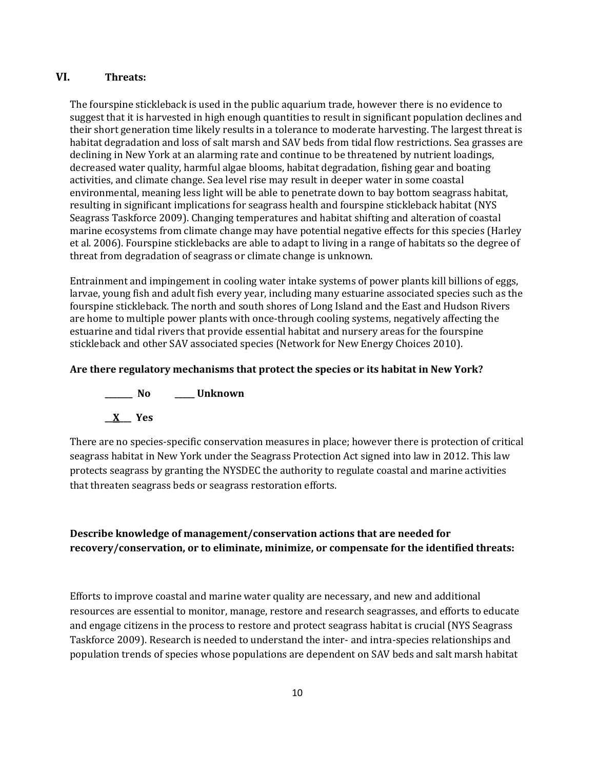## VI. Threats:

The fourspine stickleback is used in the public aquarium trade, however there is no evidence to suggest that it is harvested in high enough quantities to result in significant population declines and their short generation time likely results in a tolerance to moderate harvesting. The largest threat is habitat degradation and loss of salt marsh and SAV beds from tidal flow restrictions. Sea grasses are declining in New York at an alarming rate and continue to be threatened by nutrient loadings, decreased water quality, harmful algae blooms, habitat degradation, fishing gear and boating activities, and climate change. Sea level rise may result in deeper water in some coastal environmental, meaning less light will be able to penetrate down to bay bottom seagrass habitat, resulting in significant implications for seagrass health and fourspine stickleback habitat (NYS Seagrass Taskforce 2009). Changing temperatures and habitat shifting and alteration of coastal marine ecosystems from climate change may have potential negative effects for this species (Harley et al. 2006). Fourspine sticklebacks are able to adapt to living in a range of habitats so the degree of threat from degradation of seagrass or climate change is unknown.

Entrainment and impingement in cooling water intake systems of power plants kill billions of eggs, larvae, young fish and adult fish every year, including many estuarine associated species such as the fourspine stickleback. The north and south shores of Long Island and the East and Hudson Rivers are home to multiple power plants with once-through cooling systems, negatively affecting the estuarine and tidal rivers that provide essential habitat and nursery areas for the fourspine stickleback and other SAV associated species (Network for New Energy Choices 2010).

**Are there regulatory mechanisms that protect the species or its habitat in New York?**

_______ No _____ Unknown

__X__ Yes

There are no species-specific conservation measures in place; however there is protection of critical seagrass habitat in New York under the Seagrass Protection Act signed into law in 2012. This law protects seagrass by granting the NYSDEC the authority to regulate coastal and marine activities that threaten seagrass beds or seagrass restoration efforts.

**Describe knowledge of management/conservation actions that are needed for recovery/conservation, or to eliminate, minimize, or compensate for the identified threats:**

Efforts to improve coastal and marine water quality are necessary, and new and additional resources are essential to monitor, manage, restore and research seagrasses, and efforts to educate and engage citizens in the process to restore and protect seagrass habitat is crucial (NYS Seagrass Taskforce 2009). Research is needed to understand the inter- and intra-species relationships and population trends of species whose populations are dependent on SAV beds and salt marsh habitat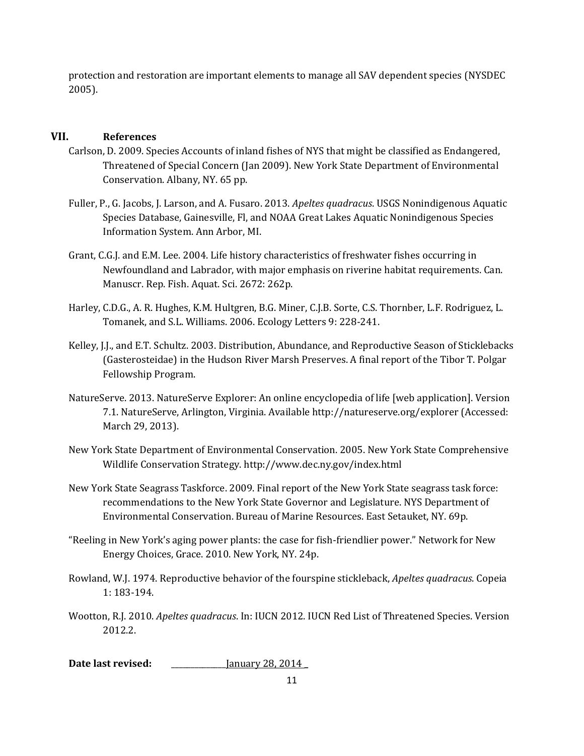protection and restoration are important elements to manage all SAV dependent species (NYSDEC 2005).

## VII. References

Carlson, D. 2009. Species Accounts of inland fishes of NYS that might be classified as Endangered, Threatened of Special Concern (Jan 2009). New York State Department of Environmental Conservation. Albany, NY. 65 pp.

Fuller, P., G. Jacobs, J. Larson, and A. Fusaro. 2013. *Apeltes quadracus*. USGS Nonindigenous Aquatic Species Database, Gainesville, Fl, and NOAA Great Lakes Aquatic Nonindigenous Species Information System. Ann Arbor, MI.

Grant, C.G.J. and E.M. Lee. 2004. Life history characteristics of freshwater fishes occurring in Newfoundland and Labrador, with major emphasis on riverine habitat requirements. Can. Manuscr. Rep. Fish. Aquat. Sci. 2672: 262p.

Harley, C.D.G., A. R. Hughes, K.M. Hultgren, B.G. Miner, C.J.B. Sorte, C.S. Thornber, L.F. Rodriguez, L. Tomanek, and S.L. Williams. 2006. Ecology Letters 9: 228-241.

Kelley, J.J., and E.T. Schultz. 2003. Distribution, Abundance, and Reproductive Season of Sticklebacks (Gasterosteidae) in the Hudson River Marsh Preserves. A final report of the Tibor T. Polgar Fellowship Program.

NatureServe. 2013. NatureServe Explorer: An online encyclopedia of life [web application]. Version 7.1. NatureServe, Arlington, Virginia. Available http://natureserve.org/explorer (Accessed: March 29, 2013).

New York State Department of Environmental Conservation. 2005. New York State Comprehensive Wildlife Conservation Strategy. http://www.dec.ny.gov/index.html

New York State Seagrass Taskforce. 2009. Final report of the New York State seagrass task force: recommendations to the New York State Governor and Legislature. NYS Department of Environmental Conservation. Bureau of Marine Resources. East Setauket, NY. 69p.

"Reeling in New York's aging power plants: the case for fish-friendlier power." Network for New Energy Choices, Grace. 2010. New York, NY. 24p.

Rowland, W.J. 1974. Reproductive behavior of the fourspine stickleback, *Apeltes quadracus*. Copeia 1: 183-194.

Wootton, R.J. 2010. *Apeltes quadracus*. In: IUCN 2012. IUCN Red List of Threatened Species. Version 2012.2.

**Date last revised:** January 28, 2014